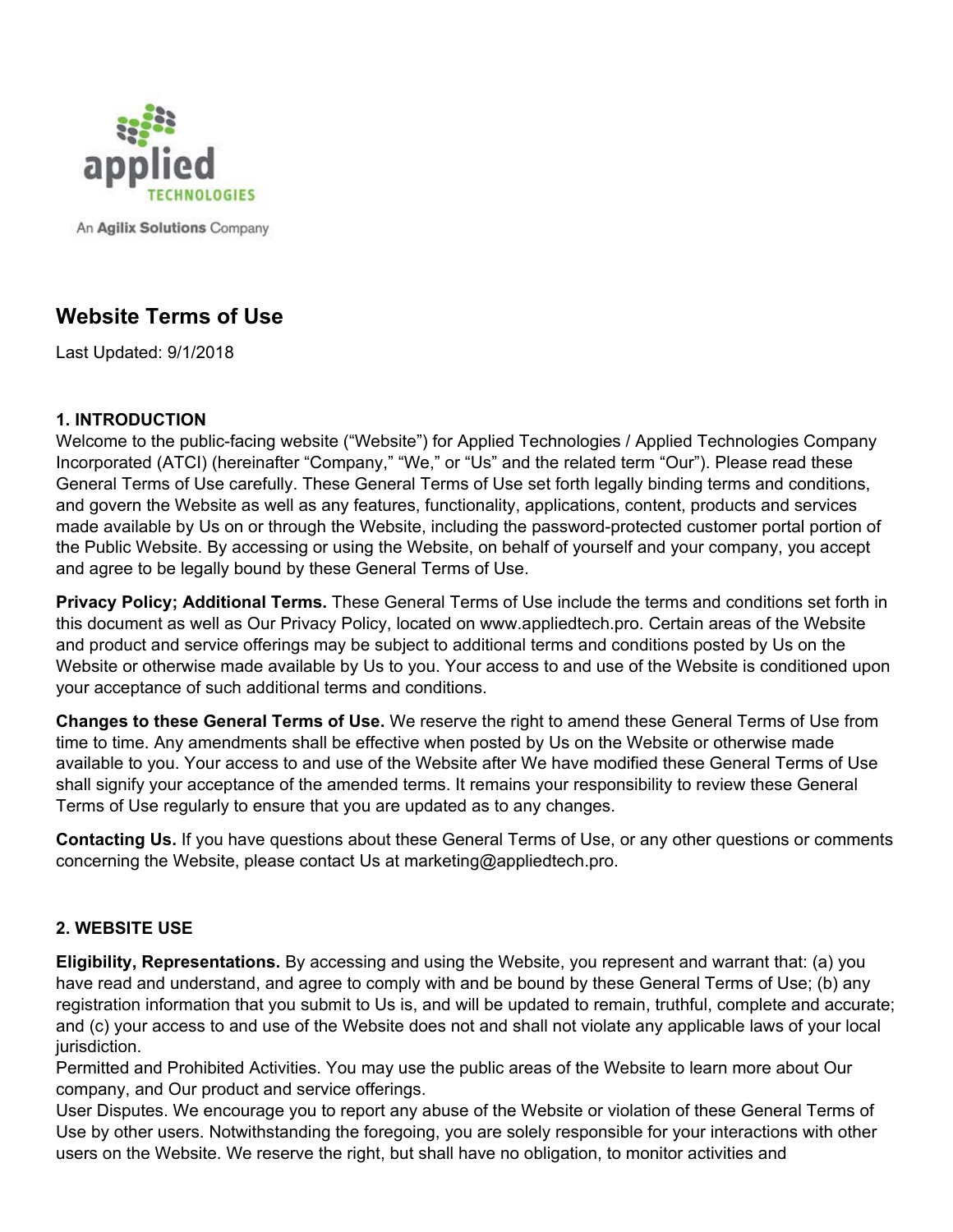applied TECHNOLOGIES

An Agilix Solutions Company

# Website Terms of Use

Last Updated: 9/1/2018

## 1. INTRODUCTION

Welcome to the public-facing website ("Website") for Applied Technologies / Applied Technologies Company Incorporated (ATCI) (hereinafter "Company," "We," or "Us" and the related term "Our"). Please read these General Terms of Use carefully. These General Terms of Use set forth legally binding terms and conditions, and govern the Website as well as any features, functionality, applications, content, products and services made available by Us on or through the Website, including the password-protected customer portal portion of the Public Website. By accessing or using the Website, on behalf of yourself and your company, you accept and agree to be legally bound by these General Terms of Use.

**Privacy Policy; Additional Terms.** These General Terms of Use include the terms and conditions set forth in this document as well as Our Privacy Policy, located on www.appliedtech.pro. Certain areas of the Website and product and service offerings may be subject to additional terms and conditions posted by Us on the Website or otherwise made available by Us to you. Your access to and use of the Website is conditioned upon your acceptance of such additional terms and conditions.

**Changes to these General Terms of Use.** We reserve the right to amend these General Terms of Use from time to time. Any amendments shall be effective when posted by Us on the Website or otherwise made available to you. Your access to and use of the Website after We have modified these General Terms of Use shall signify your acceptance of the amended terms. It remains your responsibility to review these General Terms of Use regularly to ensure that you are updated as to any changes.

**Contacting Us.** If you have questions about these General Terms of Use, or any other questions or comments concerning the Website, please contact Us at marketing@appliedtech.pro.

## 2. WEBSITE USE

**Eligibility, Representations.** By accessing and using the Website, you represent and warrant that: (a) you have read and understand, and agree to comply with and be bound by these General Terms of Use; (b) any registration information that you submit to Us is, and will be updated to remain, truthful, complete and accurate; and (c) your access to and use of the Website does not and shall not violate any applicable laws of your local jurisdiction.

Permitted and Prohibited Activities. You may use the public areas of the Website to learn more about Our company, and Our product and service offerings.

User Disputes. We encourage you to report any abuse of the Website or violation of these General Terms of Use by other users. Notwithstanding the foregoing, you are solely responsible for your interactions with other users on the Website. We reserve the right, but shall have no obligation, to monitor activities and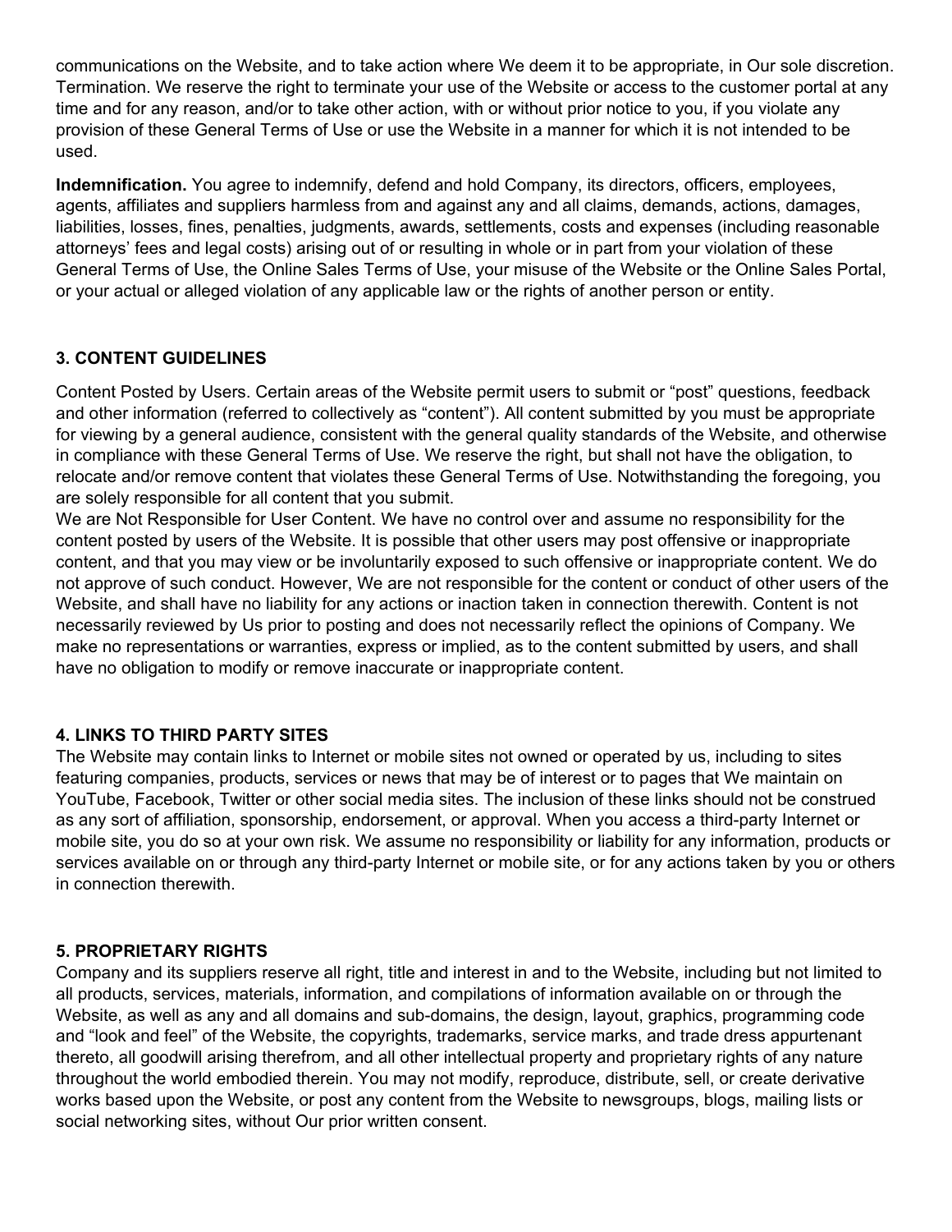communications on the Website, and to take action where We deem it to be appropriate, in Our sole discretion. Termination. We reserve the right to terminate your use of the Website or access to the customer portal at any time and for any reason, and/or to take other action, with or without prior notice to you, if you violate any provision of these General Terms of Use or use the Website in a manner for which it is not intended to be used.

**Indemnification.** You agree to indemnify, defend and hold Company, its directors, officers, employees, agents, affiliates and suppliers harmless from and against any and all claims, demands, actions, damages, liabilities, losses, fines, penalties, judgments, awards, settlements, costs and expenses (including reasonable attorneys' fees and legal costs) arising out of or resulting in whole or in part from your violation of these General Terms of Use, the Online Sales Terms of Use, your misuse of the Website or the Online Sales Portal, or your actual or alleged violation of any applicable law or the rights of another person or entity.

### 3. CONTENT GUIDELINES

Content Posted by Users. Certain areas of the Website permit users to submit or "post" questions, feedback and other information (referred to collectively as "content"). All content submitted by you must be appropriate for viewing by a general audience, consistent with the general quality standards of the Website, and otherwise in compliance with these General Terms of Use. We reserve the right, but shall not have the obligation, to relocate and/or remove content that violates these General Terms of Use. Notwithstanding the foregoing, you are solely responsible for all content that you submit.
We are Not Responsible for User Content. We have no control over and assume no responsibility for the content posted by users of the Website. It is possible that other users may post offensive or inappropriate content, and that you may view or be involuntarily exposed to such offensive or inappropriate content. We do not approve of such conduct. However, We are not responsible for the content or conduct of other users of the Website, and shall have no liability for any actions or inaction taken in connection therewith. Content is not necessarily reviewed by Us prior to posting and does not necessarily reflect the opinions of Company. We make no representations or warranties, express or implied, as to the content submitted by users, and shall have no obligation to modify or remove inaccurate or inappropriate content.

### 4. LINKS TO THIRD PARTY SITES

The Website may contain links to Internet or mobile sites not owned or operated by us, including to sites featuring companies, products, services or news that may be of interest or to pages that We maintain on YouTube, Facebook, Twitter or other social media sites. The inclusion of these links should not be construed as any sort of affiliation, sponsorship, endorsement, or approval. When you access a third-party Internet or mobile site, you do so at your own risk. We assume no responsibility or liability for any information, products or services available on or through any third-party Internet or mobile site, or for any actions taken by you or others in connection therewith.

### 5. PROPRIETARY RIGHTS

Company and its suppliers reserve all right, title and interest in and to the Website, including but not limited to all products, services, materials, information, and compilations of information available on or through the Website, as well as any and all domains and sub-domains, the design, layout, graphics, programming code and "look and feel" of the Website, the copyrights, trademarks, service marks, and trade dress appurtenant thereto, all goodwill arising therefrom, and all other intellectual property and proprietary rights of any nature throughout the world embodied therein. You may not modify, reproduce, distribute, sell, or create derivative works based upon the Website, or post any content from the Website to newsgroups, blogs, mailing lists or social networking sites, without Our prior written consent.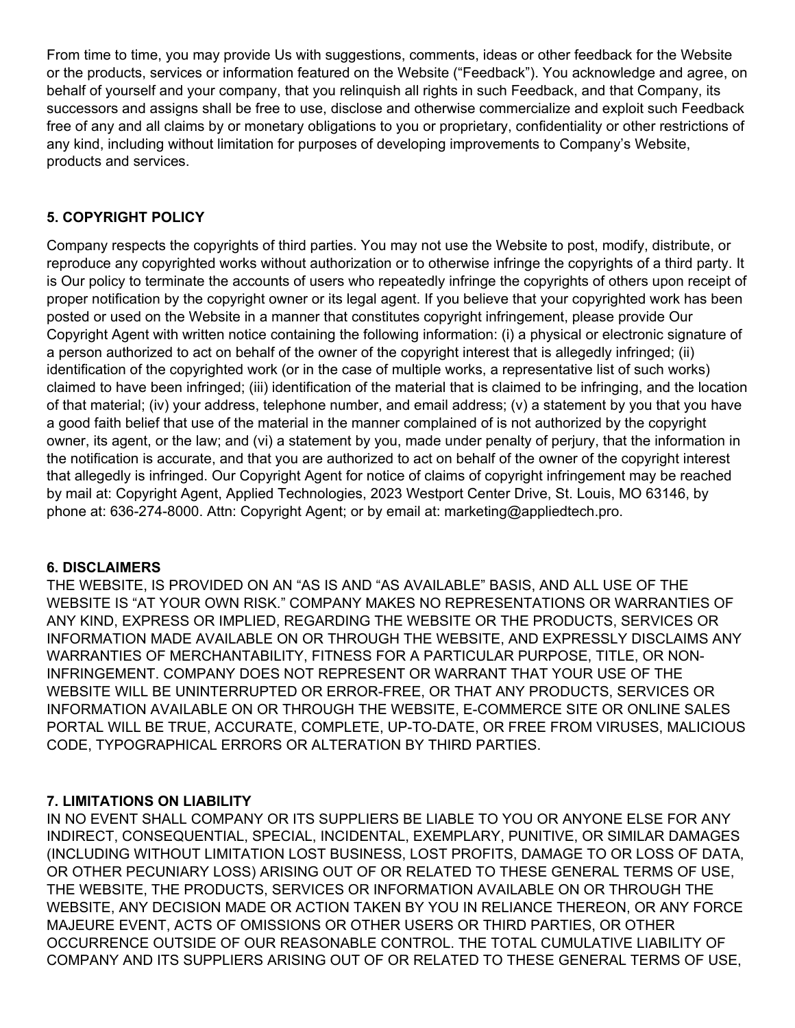From time to time, you may provide Us with suggestions, comments, ideas or other feedback for the Website or the products, services or information featured on the Website ("Feedback"). You acknowledge and agree, on behalf of yourself and your company, that you relinquish all rights in such Feedback, and that Company, its successors and assigns shall be free to use, disclose and otherwise commercialize and exploit such Feedback free of any and all claims by or monetary obligations to you or proprietary, confidentiality or other restrictions of any kind, including without limitation for purposes of developing improvements to Company's Website, products and services.

**5. COPYRIGHT POLICY**

Company respects the copyrights of third parties. You may not use the Website to post, modify, distribute, or reproduce any copyrighted works without authorization or to otherwise infringe the copyrights of a third party. It is Our policy to terminate the accounts of users who repeatedly infringe the copyrights of others upon receipt of proper notification by the copyright owner or its legal agent. If you believe that your copyrighted work has been posted or used on the Website in a manner that constitutes copyright infringement, please provide Our Copyright Agent with written notice containing the following information: (i) a physical or electronic signature of a person authorized to act on behalf of the owner of the copyright interest that is allegedly infringed; (ii) identification of the copyrighted work (or in the case of multiple works, a representative list of such works) claimed to have been infringed; (iii) identification of the material that is claimed to be infringing, and the location of that material; (iv) your address, telephone number, and email address; (v) a statement by you that you have a good faith belief that use of the material in the manner complained of is not authorized by the copyright owner, its agent, or the law; and (vi) a statement by you, made under penalty of perjury, that the information in the notification is accurate, and that you are authorized to act on behalf of the owner of the copyright interest that allegedly is infringed. Our Copyright Agent for notice of claims of copyright infringement may be reached by mail at: Copyright Agent, Applied Technologies, 2023 Westport Center Drive, St. Louis, MO 63146, by phone at: 636-274-8000. Attn: Copyright Agent; or by email at: marketing@appliedtech.pro.

**6. DISCLAIMERS**

THE WEBSITE, IS PROVIDED ON AN "AS IS AND "AS AVAILABLE" BASIS, AND ALL USE OF THE WEBSITE IS "AT YOUR OWN RISK." COMPANY MAKES NO REPRESENTATIONS OR WARRANTIES OF ANY KIND, EXPRESS OR IMPLIED, REGARDING THE WEBSITE OR THE PRODUCTS, SERVICES OR INFORMATION MADE AVAILABLE ON OR THROUGH THE WEBSITE, AND EXPRESSLY DISCLAIMS ANY WARRANTIES OF MERCHANTABILITY, FITNESS FOR A PARTICULAR PURPOSE, TITLE, OR NON-INFRINGEMENT. COMPANY DOES NOT REPRESENT OR WARRANT THAT YOUR USE OF THE WEBSITE WILL BE UNINTERRUPTED OR ERROR-FREE, OR THAT ANY PRODUCTS, SERVICES OR INFORMATION AVAILABLE ON OR THROUGH THE WEBSITE, E-COMMERCE SITE OR ONLINE SALES PORTAL WILL BE TRUE, ACCURATE, COMPLETE, UP-TO-DATE, OR FREE FROM VIRUSES, MALICIOUS CODE, TYPOGRAPHICAL ERRORS OR ALTERATION BY THIRD PARTIES.

**7. LIMITATIONS ON LIABILITY**

IN NO EVENT SHALL COMPANY OR ITS SUPPLIERS BE LIABLE TO YOU OR ANYONE ELSE FOR ANY INDIRECT, CONSEQUENTIAL, SPECIAL, INCIDENTAL, EXEMPLARY, PUNITIVE, OR SIMILAR DAMAGES (INCLUDING WITHOUT LIMITATION LOST BUSINESS, LOST PROFITS, DAMAGE TO OR LOSS OF DATA, OR OTHER PECUNIARY LOSS) ARISING OUT OF OR RELATED TO THESE GENERAL TERMS OF USE, THE WEBSITE, THE PRODUCTS, SERVICES OR INFORMATION AVAILABLE ON OR THROUGH THE WEBSITE, ANY DECISION MADE OR ACTION TAKEN BY YOU IN RELIANCE THEREON, OR ANY FORCE MAJEURE EVENT, ACTS OF OMISSIONS OR OTHER USERS OR THIRD PARTIES, OR OTHER OCCURRENCE OUTSIDE OF OUR REASONABLE CONTROL. THE TOTAL CUMULATIVE LIABILITY OF COMPANY AND ITS SUPPLIERS ARISING OUT OF OR RELATED TO THESE GENERAL TERMS OF USE,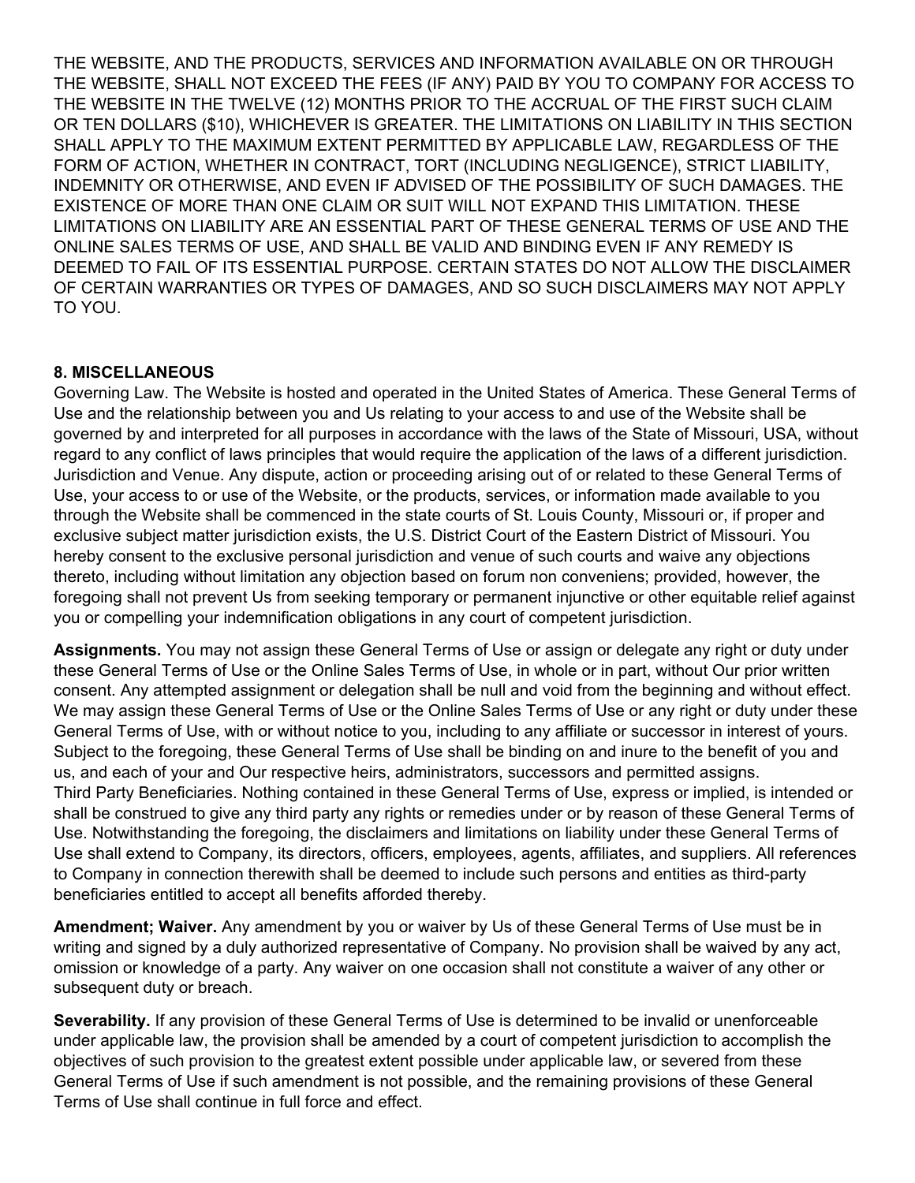THE WEBSITE, AND THE PRODUCTS, SERVICES AND INFORMATION AVAILABLE ON OR THROUGH THE WEBSITE, SHALL NOT EXCEED THE FEES (IF ANY) PAID BY YOU TO COMPANY FOR ACCESS TO THE WEBSITE IN THE TWELVE (12) MONTHS PRIOR TO THE ACCRUAL OF THE FIRST SUCH CLAIM OR TEN DOLLARS ($10), WHICHEVER IS GREATER. THE LIMITATIONS ON LIABILITY IN THIS SECTION SHALL APPLY TO THE MAXIMUM EXTENT PERMITTED BY APPLICABLE LAW, REGARDLESS OF THE FORM OF ACTION, WHETHER IN CONTRACT, TORT (INCLUDING NEGLIGENCE), STRICT LIABILITY, INDEMNITY OR OTHERWISE, AND EVEN IF ADVISED OF THE POSSIBILITY OF SUCH DAMAGES. THE EXISTENCE OF MORE THAN ONE CLAIM OR SUIT WILL NOT EXPAND THIS LIMITATION. THESE LIMITATIONS ON LIABILITY ARE AN ESSENTIAL PART OF THESE GENERAL TERMS OF USE AND THE ONLINE SALES TERMS OF USE, AND SHALL BE VALID AND BINDING EVEN IF ANY REMEDY IS DEEMED TO FAIL OF ITS ESSENTIAL PURPOSE. CERTAIN STATES DO NOT ALLOW THE DISCLAIMER OF CERTAIN WARRANTIES OR TYPES OF DAMAGES, AND SO SUCH DISCLAIMERS MAY NOT APPLY TO YOU.

## 8. MISCELLANEOUS

Governing Law. The Website is hosted and operated in the United States of America. These General Terms of Use and the relationship between you and Us relating to your access to and use of the Website shall be governed by and interpreted for all purposes in accordance with the laws of the State of Missouri, USA, without regard to any conflict of laws principles that would require the application of the laws of a different jurisdiction. Jurisdiction and Venue. Any dispute, action or proceeding arising out of or related to these General Terms of Use, your access to or use of the Website, or the products, services, or information made available to you through the Website shall be commenced in the state courts of St. Louis County, Missouri or, if proper and exclusive subject matter jurisdiction exists, the U.S. District Court of the Eastern District of Missouri. You hereby consent to the exclusive personal jurisdiction and venue of such courts and waive any objections thereto, including without limitation any objection based on forum non conveniens; provided, however, the foregoing shall not prevent Us from seeking temporary or permanent injunctive or other equitable relief against you or compelling your indemnification obligations in any court of competent jurisdiction.

**Assignments.** You may not assign these General Terms of Use or assign or delegate any right or duty under these General Terms of Use or the Online Sales Terms of Use, in whole or in part, without Our prior written consent. Any attempted assignment or delegation shall be null and void from the beginning and without effect. We may assign these General Terms of Use or the Online Sales Terms of Use or any right or duty under these General Terms of Use, with or without notice to you, including to any affiliate or successor in interest of yours. Subject to the foregoing, these General Terms of Use shall be binding on and inure to the benefit of you and us, and each of your and Our respective heirs, administrators, successors and permitted assigns. Third Party Beneficiaries. Nothing contained in these General Terms of Use, express or implied, is intended or shall be construed to give any third party any rights or remedies under or by reason of these General Terms of Use. Notwithstanding the foregoing, the disclaimers and limitations on liability under these General Terms of Use shall extend to Company, its directors, officers, employees, agents, affiliates, and suppliers. All references to Company in connection therewith shall be deemed to include such persons and entities as third-party beneficiaries entitled to accept all benefits afforded thereby.

**Amendment; Waiver.** Any amendment by you or waiver by Us of these General Terms of Use must be in writing and signed by a duly authorized representative of Company. No provision shall be waived by any act, omission or knowledge of a party. Any waiver on one occasion shall not constitute a waiver of any other or subsequent duty or breach.

**Severability.** If any provision of these General Terms of Use is determined to be invalid or unenforceable under applicable law, the provision shall be amended by a court of competent jurisdiction to accomplish the objectives of such provision to the greatest extent possible under applicable law, or severed from these General Terms of Use if such amendment is not possible, and the remaining provisions of these General Terms of Use shall continue in full force and effect.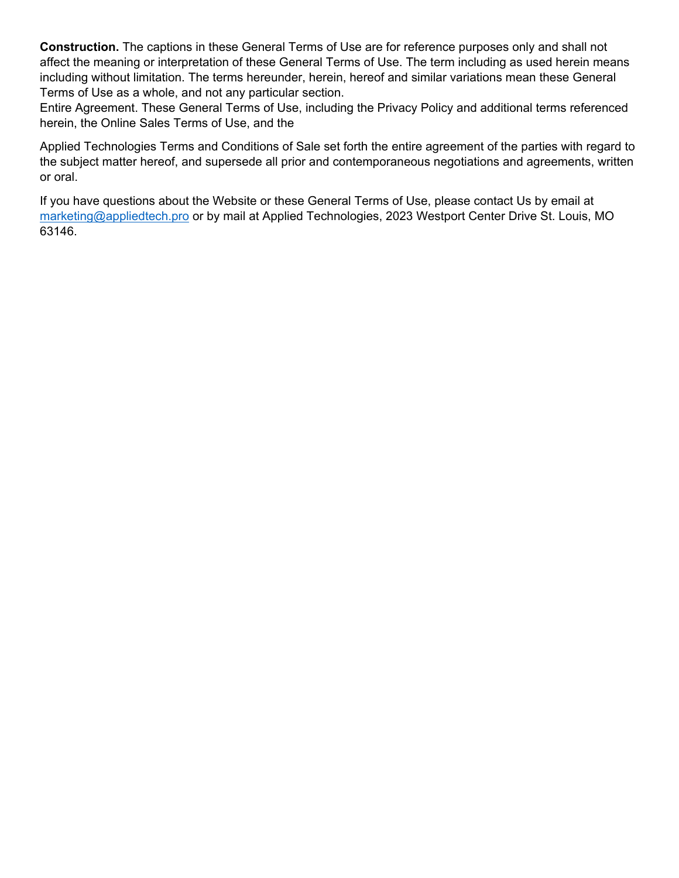**Construction.** The captions in these General Terms of Use are for reference purposes only and shall not affect the meaning or interpretation of these General Terms of Use. The term including as used herein means including without limitation. The terms hereunder, herein, hereof and similar variations mean these General Terms of Use as a whole, and not any particular section.
Entire Agreement. These General Terms of Use, including the Privacy Policy and additional terms referenced herein, the Online Sales Terms of Use, and the

Applied Technologies Terms and Conditions of Sale set forth the entire agreement of the parties with regard to the subject matter hereof, and supersede all prior and contemporaneous negotiations and agreements, written or oral.

If you have questions about the Website or these General Terms of Use, please contact Us by email at marketing@appliedtech.pro or by mail at Applied Technologies, 2023 Westport Center Drive St. Louis, MO 63146.